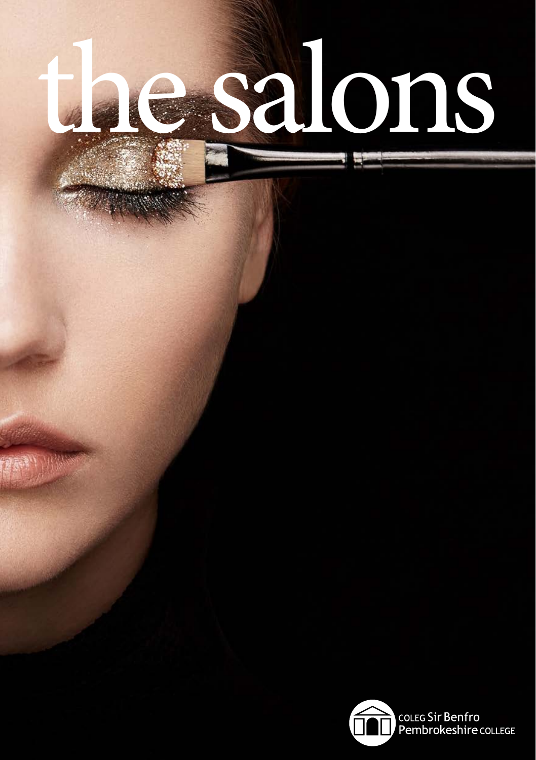# the salons

COLEG Sir Benfro
Pembrokeshire COLLEGE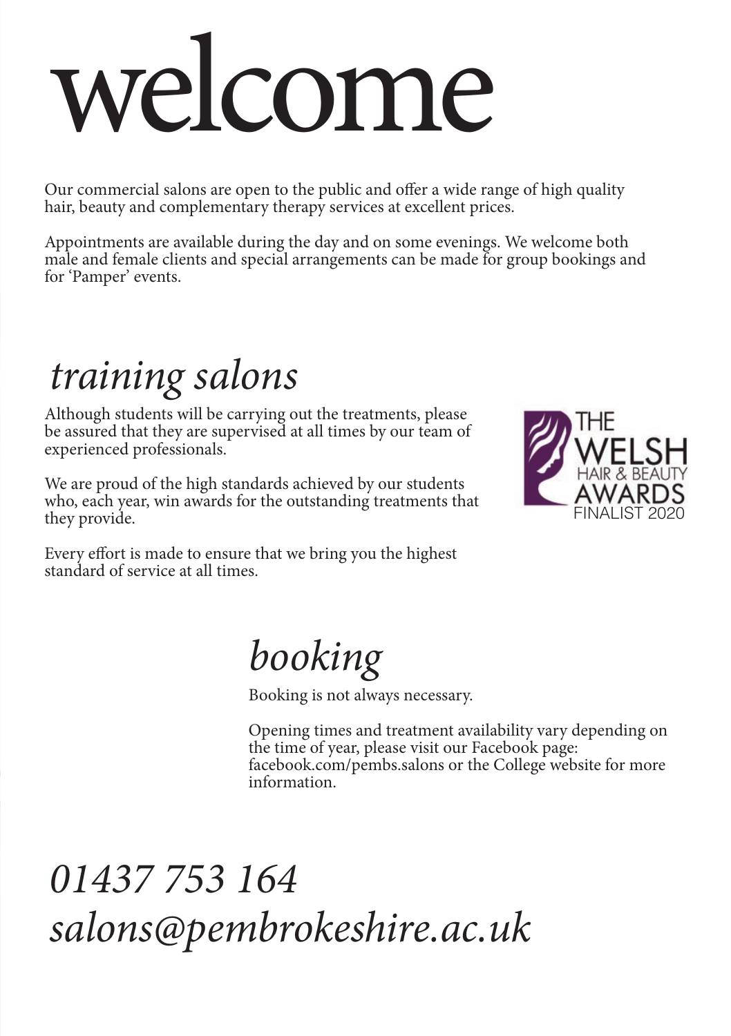# welcome

Our commercial salons are open to the public and offer a wide range of high quality hair, beauty and complementary therapy services at excellent prices.

Appointments are available during the day and on some evenings. We welcome both male and female clients and special arrangements can be made for group bookings and for 'Pamper' events.

## *training salons*

Although students will be carrying out the treatments, please be assured that they are supervised at all times by our team of experienced professionals.

We are proud of the high standards achieved by our students who, each year, win awards for the outstanding treatments that they provide.

Every effort is made to ensure that we bring you the highest standard of service at all times.

THE WELSH HAIR & BEAUTY AWARDS FINALIST 2020

## *booking*

Booking is not always necessary.

Opening times and treatment availability vary depending on the time of year, please visit our Facebook page: facebook.com/pembs.salons or the College website for more information.

## *01437 753 164*
## *salons@pembrokeshire.ac.uk*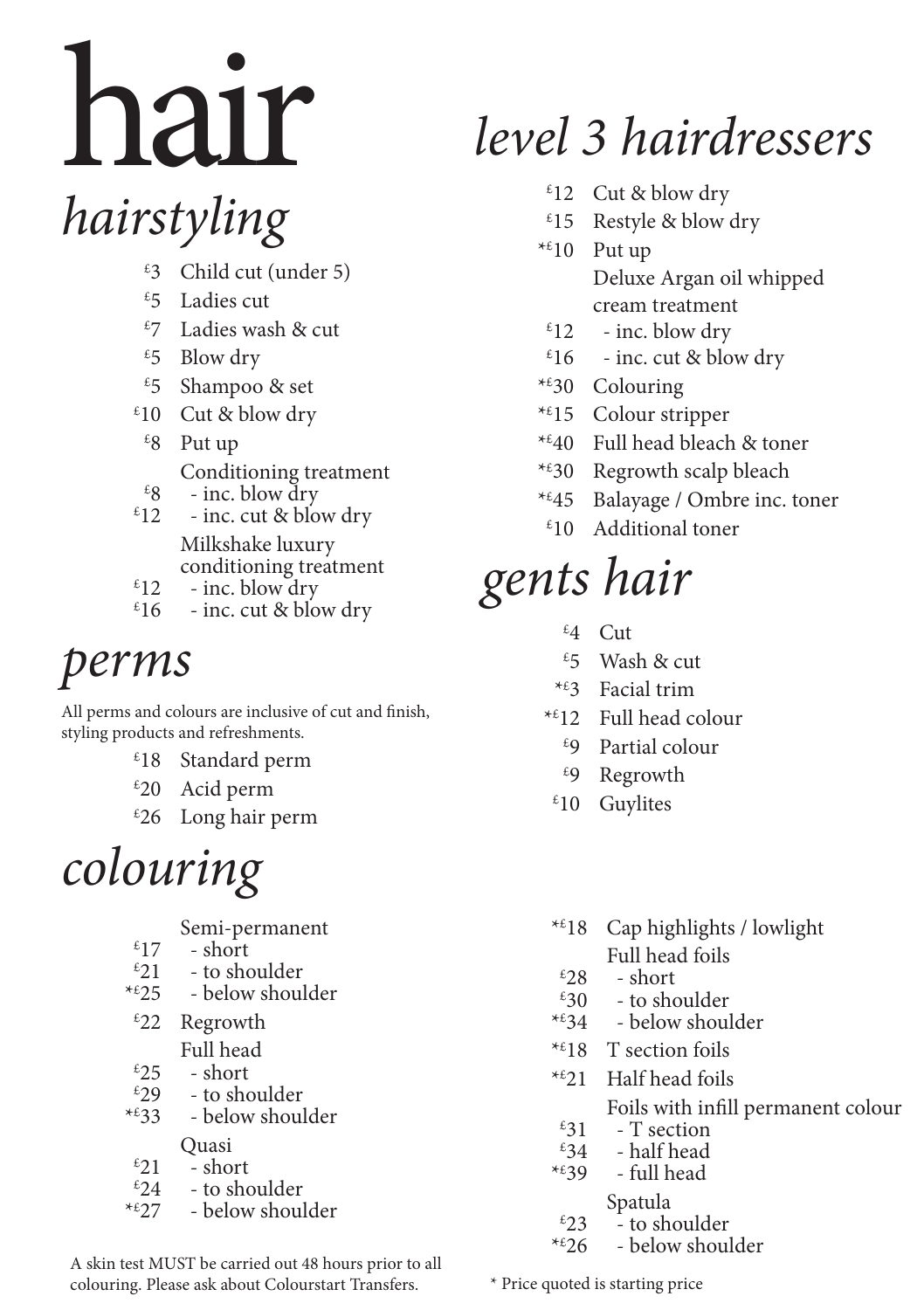# hair

## *hairstyling*

| Price | Service |
|---|---|
| £3 | Child cut (under 5) |
| £5 | Ladies cut |
| £7 | Ladies wash & cut |
| £5 | Blow dry |
| £5 | Shampoo & set |
| £10 | Cut & blow dry |
| £8 | Put up |
| | Conditioning treatment |
| £8 | - inc. blow dry |
| £12 | - inc. cut & blow dry |
| | Milkshake luxury conditioning treatment |
| £12 | - inc. blow dry |
| £16 | - inc. cut & blow dry |

## *perms*

All perms and colours are inclusive of cut and finish, styling products and refreshments.

| Price | Service |
|---|---|
| £18 | Standard perm |
| £20 | Acid perm |
| £26 | Long hair perm |

## *level 3 hairdressers*

| Price | Service |
|---|---|
| £12 | Cut & blow dry |
| £15 | Restyle & blow dry |
| *£10 | Put up |
| | Deluxe Argan oil whipped cream treatment |
| £12 | - inc. blow dry |
| £16 | - inc. cut & blow dry |
| *£30 | Colouring |
| *£15 | Colour stripper |
| *£40 | Full head bleach & toner |
| *£30 | Regrowth scalp bleach |
| *£45 | Balayage / Ombre inc. toner |
| £10 | Additional toner |

## *gents hair*

| Price | Service |
|---|---|
| £4 | Cut |
| £5 | Wash & cut |
| *£3 | Facial trim |
| *£12 | Full head colour |
| £9 | Partial colour |
| £9 | Regrowth |
| £10 | Guylites |

## *colouring*

| Price | Service |
|---|---|
| | Semi-permanent |
| £17 | - short |
| £21 | - to shoulder |
| *£25 | - below shoulder |
| £22 | Regrowth |
| | Full head |
| £25 | - short |
| £29 | - to shoulder |
| *£33 | - below shoulder |
| | Quasi |
| £21 | - short |
| £24 | - to shoulder |
| *£27 | - below shoulder |
| *£18 | Cap highlights / lowlight |
| | Full head foils |
| £28 | - short |
| £30 | - to shoulder |
| *£34 | - below shoulder |
| *£18 | T section foils |
| *£21 | Half head foils |
| | Foils with infill permanent colour |
| £31 | - T section |
| £34 | - half head |
| *£39 | - full head |
| | Spatula |
| £23 | - to shoulder |
| *£26 | - below shoulder |

A skin test MUST be carried out 48 hours prior to all colouring. Please ask about Colourstart Transfers.

* Price quoted is starting price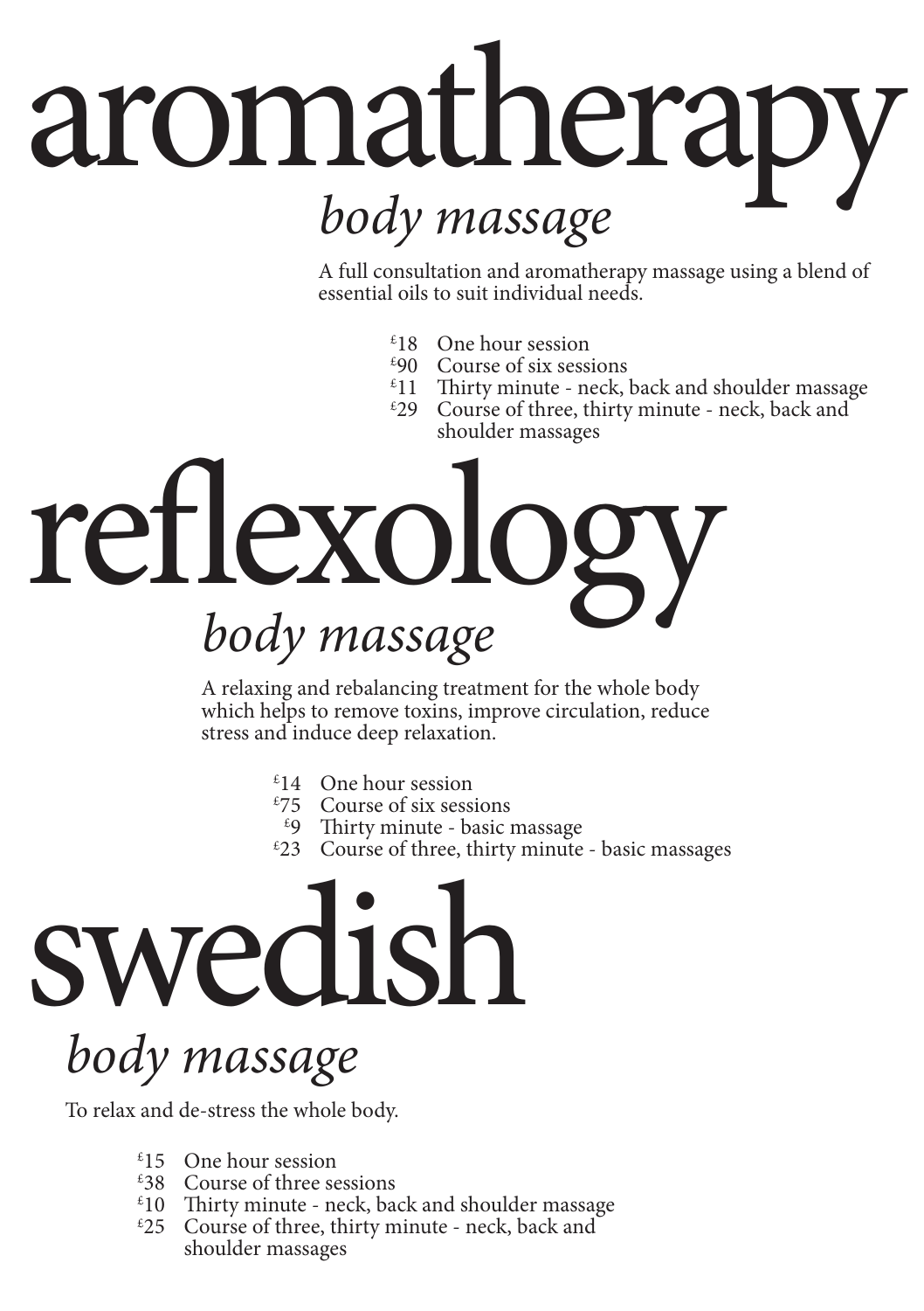# aromatherapy

## *body massage*

A full consultation and aromatherapy massage using a blend of essential oils to suit individual needs.

- £18 One hour session
- £90 Course of six sessions
- £11 Thirty minute - neck, back and shoulder massage
- £29 Course of three, thirty minute - neck, back and shoulder massages

# reflexology

## *body massage*

A relaxing and rebalancing treatment for the whole body which helps to remove toxins, improve circulation, reduce stress and induce deep relaxation.

- £14 One hour session
- £75 Course of six sessions
- £9 Thirty minute - basic massage
- £23 Course of three, thirty minute - basic massages

# swedish

## *body massage*

To relax and de-stress the whole body.

- £15 One hour session
- £38 Course of three sessions
- £10 Thirty minute - neck, back and shoulder massage
- £25 Course of three, thirty minute - neck, back and shoulder massages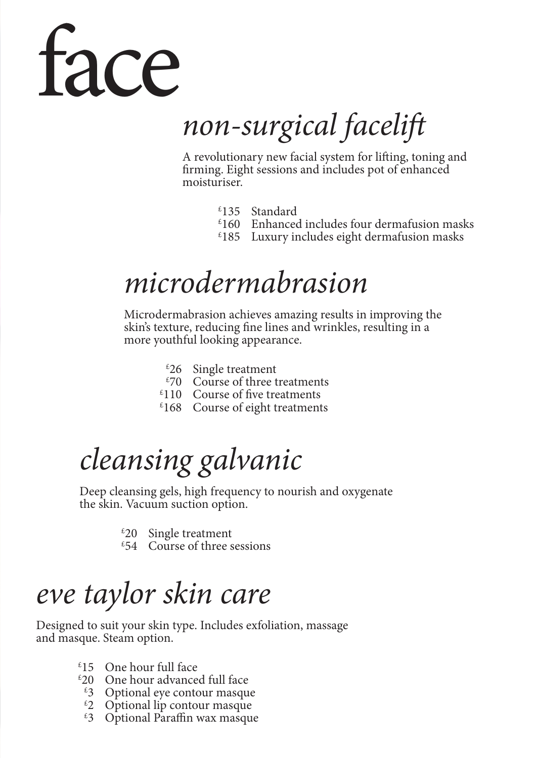# face

## *non-surgical facelift*

A revolutionary new facial system for lifting, toning and firming. Eight sessions and includes pot of enhanced moisturiser.

- £135 Standard
- £160 Enhanced includes four dermafusion masks
- £185 Luxury includes eight dermafusion masks

## *microdermabrasion*

Microdermabrasion achieves amazing results in improving the skin's texture, reducing fine lines and wrinkles, resulting in a more youthful looking appearance.

- £26 Single treatment
- £70 Course of three treatments
- £110 Course of five treatments
- £168 Course of eight treatments

## *cleansing galvanic*

Deep cleansing gels, high frequency to nourish and oxygenate the skin. Vacuum suction option.

- £20 Single treatment
- £54 Course of three sessions

## *eve taylor skin care*

Designed to suit your skin type. Includes exfoliation, massage and masque. Steam option.

- £15 One hour full face
- £20 One hour advanced full face
- £3 Optional eye contour masque
- £2 Optional lip contour masque
- £3 Optional Paraffin wax masque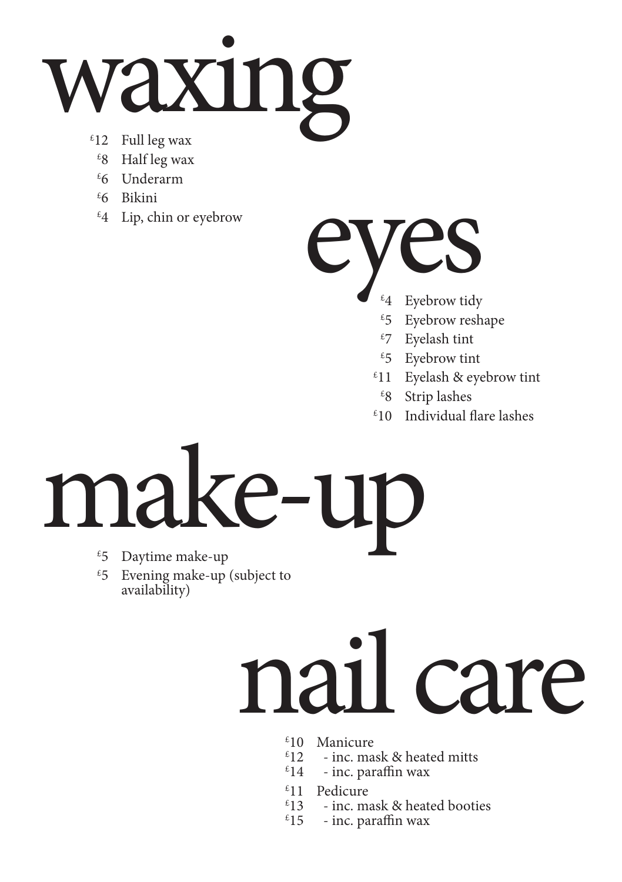# waxing

- £12 Full leg wax
- £8 Half leg wax
- £6 Underarm
- £6 Bikini
- £4 Lip, chin or eyebrow

# eyes

- £4 Eyebrow tidy
- £5 Eyebrow reshape
- £7 Eyelash tint
- £5 Eyebrow tint
- £11 Eyelash & eyebrow tint
- £8 Strip lashes
- £10 Individual flare lashes

# make-up

- £5 Daytime make-up
- £5 Evening make-up (subject to availability)

# nail care

- £10 Manicure
- £12 - inc. mask & heated mitts
- £14 - inc. paraffin wax
- £11 Pedicure
- £13 - inc. mask & heated booties
- £15 - inc. paraffin wax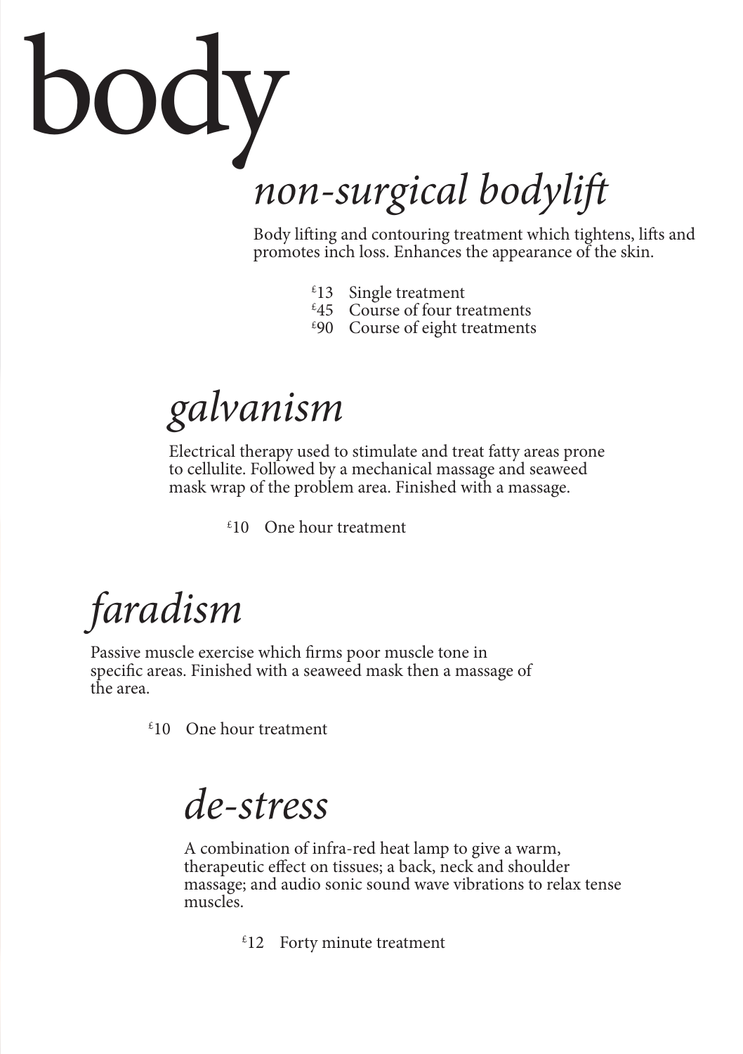# body

## *non-surgical bodylift*

Body lifting and contouring treatment which tightens, lifts and promotes inch loss. Enhances the appearance of the skin.

- £13 Single treatment
- £45 Course of four treatments
- £90 Course of eight treatments

## *galvanism*

Electrical therapy used to stimulate and treat fatty areas prone to cellulite. Followed by a mechanical massage and seaweed mask wrap of the problem area. Finished with a massage.

- £10 One hour treatment

## *faradism*

Passive muscle exercise which firms poor muscle tone in specific areas. Finished with a seaweed mask then a massage of the area.

- £10 One hour treatment

## *de-stress*

A combination of infra-red heat lamp to give a warm, therapeutic effect on tissues; a back, neck and shoulder massage; and audio sonic sound wave vibrations to relax tense muscles.

- £12 Forty minute treatment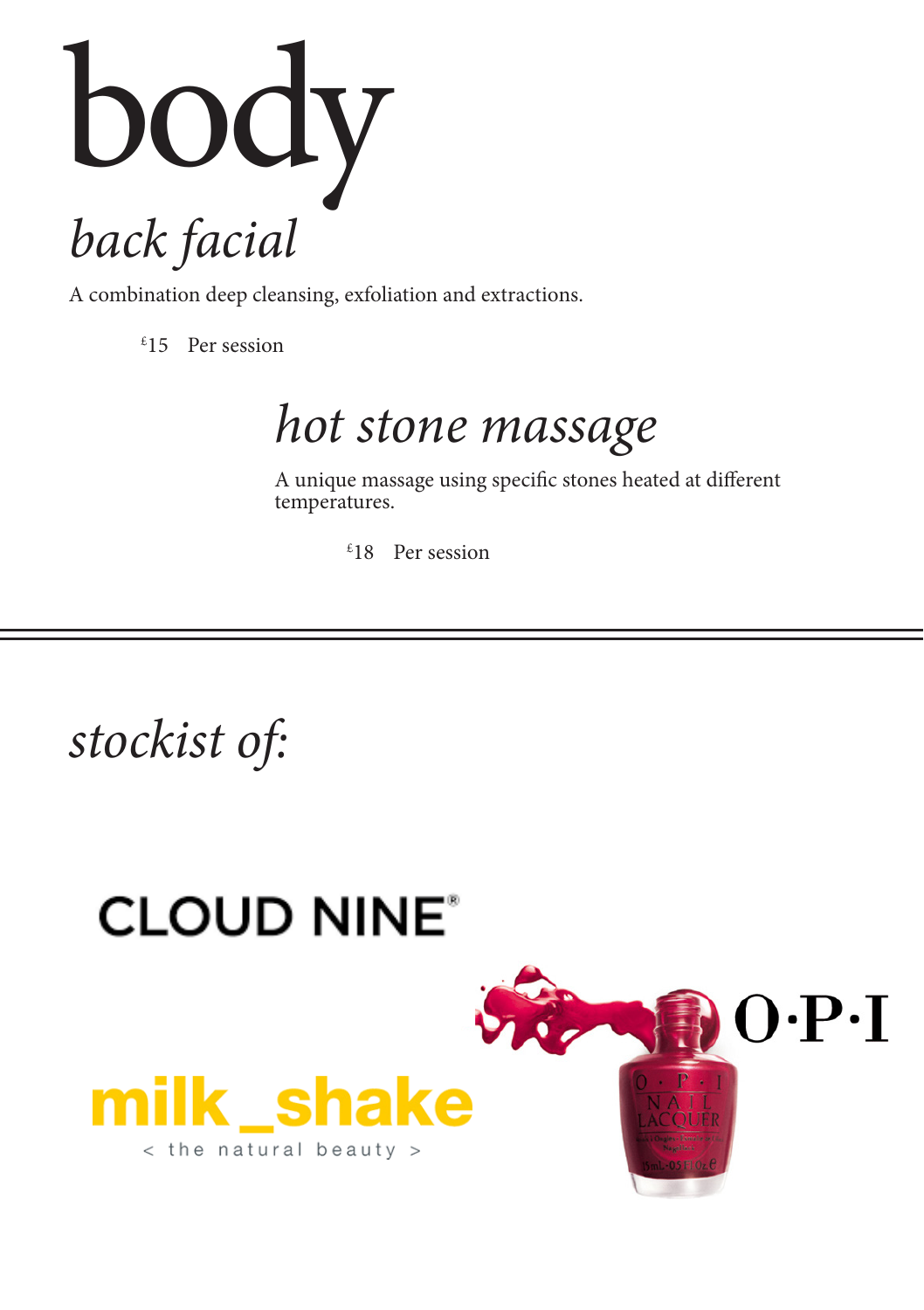# body

## *back facial*

A combination deep cleansing, exfoliation and extractions.

£15 Per session

## *hot stone massage*

A unique massage using specific stones heated at different temperatures.

£18 Per session

---

## *stockist of:*

CLOUD NINE®

milk_shake
< the natural beauty >

O·P·I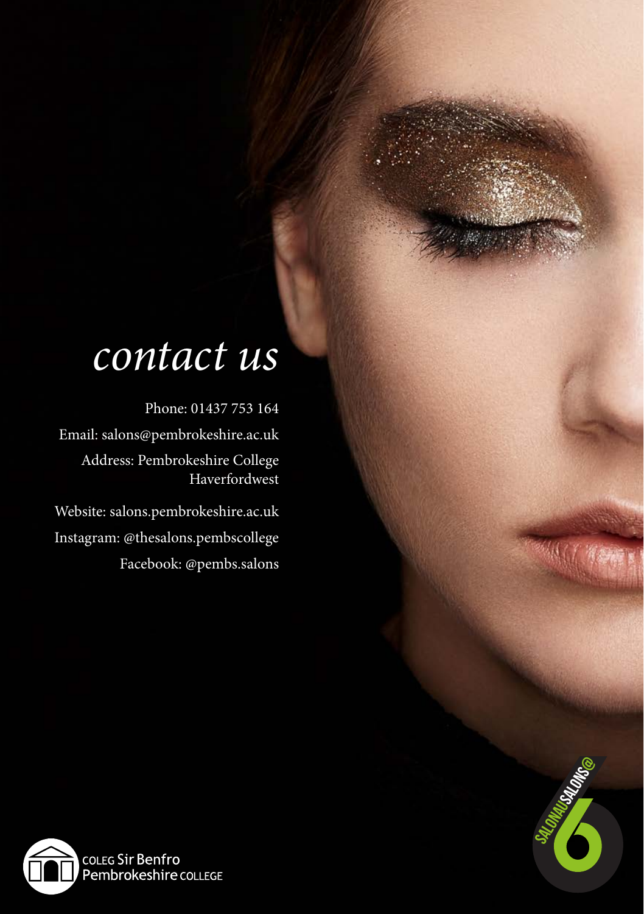# *contact us*

Phone: 01437 753 164

Email: salons@pembrokeshire.ac.uk

Address: Pembrokeshire College Haverfordwest

Website: salons.pembrokeshire.ac.uk

Instagram: @thesalons.pembscollege

Facebook: @pembs.salons

COLEG Sir Benfro Pembrokeshire COLLEGE

SALONAU SALONS@ 6